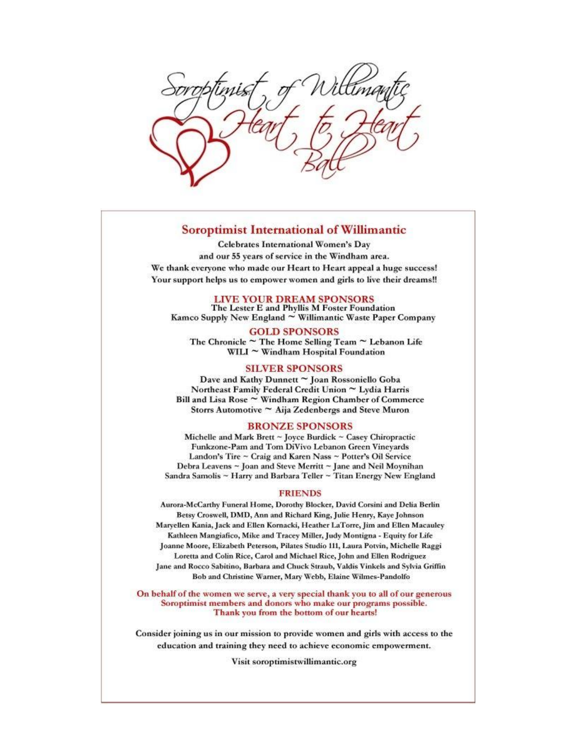# Soroptimist of Willimantic Heart to Heart Ball

## Soroptimist International of Willimantic

**Celebrates International Women's Day**
**and our 55 years of service in the Windham area.**
**We thank everyone who made our Heart to Heart appeal a huge success!**
**Your support helps us to empower women and girls to live their dreams!!**

### LIVE YOUR DREAM SPONSORS

The Lester E and Phyllis M Foster Foundation
Kamco Supply New England ~ Willimantic Waste Paper Company

### GOLD SPONSORS

The Chronicle ~ The Home Selling Team ~ Lebanon Life
WILI ~ Windham Hospital Foundation

### SILVER SPONSORS

Dave and Kathy Dunnett ~ Joan Rossoniello Goba
Northeast Family Federal Credit Union ~ Lydia Harris
Bill and Lisa Rose ~ Windham Region Chamber of Commerce
Storrs Automotive ~ Aija Zedenbergs and Steve Muron

### BRONZE SPONSORS

Michelle and Mark Brett ~ Joyce Burdick ~ Casey Chiropractic
Funkzone-Pam and Tom DiVivo Lebanon Green Vineyards
Landon's Tire ~ Craig and Karen Nass ~ Potter's Oil Service
Debra Leavens ~ Joan and Steve Merritt ~ Jane and Neil Moynihan
Sandra Samolis ~ Harry and Barbara Teller ~ Titan Energy New England

### FRIENDS

Aurora-McCarthy Funeral Home, Dorothy Blocker, David Corsini and Delia Berlin
Betsy Croswell, DMD, Ann and Richard King, Julie Henry, Kaye Johnson
Maryellen Kania, Jack and Ellen Kornacki, Heather LaTorre, Jim and Ellen Macauley
Kathleen Mangiafico, Mike and Tracey Miller, Judy Montigna - Equity for Life
Joanne Moore, Elizabeth Peterson, Pilates Studio 111, Laura Potvin, Michelle Raggi
Loretta and Colin Rice, Carol and Michael Rice, John and Ellen Rodriguez
Jane and Rocco Sabitino, Barbara and Chuck Straub, Valdis Vinkels and Sylvia Griffin
Bob and Christine Warner, Mary Webb, Elaine Wilmes-Pandolfo

**On behalf of the women we serve, a very special thank you to all of our generous Soroptimist members and donors who make our programs possible.**
**Thank you from the bottom of our hearts!**

**Consider joining us in our mission to provide women and girls with access to the education and training they need to achieve economic empowerment.**

**Visit soroptimistwillimantic.org**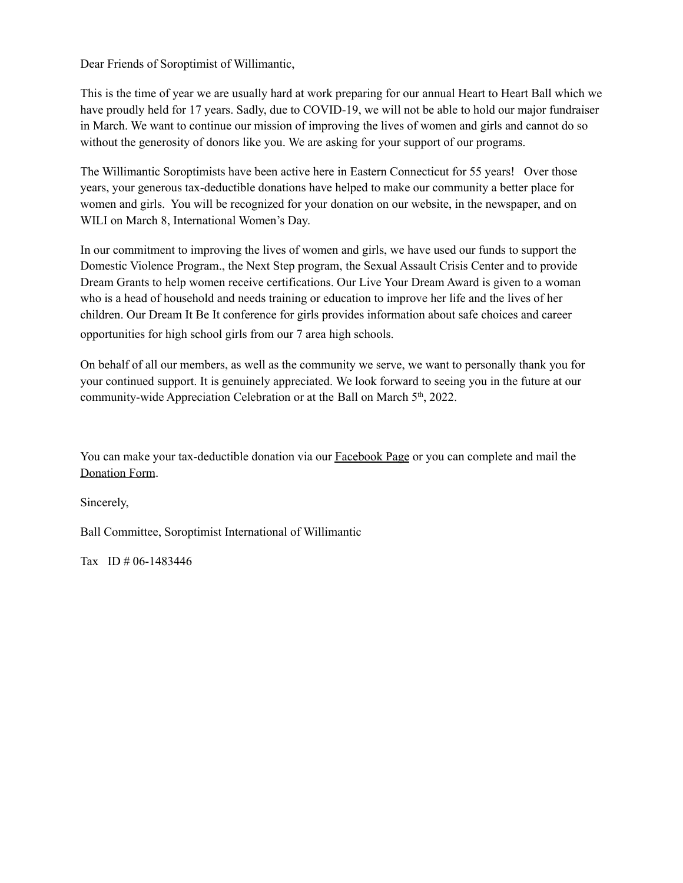Dear Friends of Soroptimist of Willimantic,

This is the time of year we are usually hard at work preparing for our annual Heart to Heart Ball which we have proudly held for 17 years. Sadly, due to COVID-19, we will not be able to hold our major fundraiser in March. We want to continue our mission of improving the lives of women and girls and cannot do so without the generosity of donors like you. We are asking for your support of our programs.

The Willimantic Soroptimists have been active here in Eastern Connecticut for 55 years! Over those years, your generous tax-deductible donations have helped to make our community a better place for women and girls. You will be recognized for your donation on our website, in the newspaper, and on WILI on March 8, International Women's Day.

In our commitment to improving the lives of women and girls, we have used our funds to support the Domestic Violence Program., the Next Step program, the Sexual Assault Crisis Center and to provide Dream Grants to help women receive certifications. Our Live Your Dream Award is given to a woman who is a head of household and needs training or education to improve her life and the lives of her children. Our Dream It Be It conference for girls provides information about safe choices and career opportunities for high school girls from our 7 area high schools.

On behalf of all our members, as well as the community we serve, we want to personally thank you for your continued support. It is genuinely appreciated. We look forward to seeing you in the future at our community-wide Appreciation Celebration or at the Ball on March 5th, 2022.

You can make your tax-deductible donation via our Facebook Page or you can complete and mail the Donation Form.

Sincerely,

Ball Committee, Soroptimist International of Willimantic

Tax ID # 06-1483446